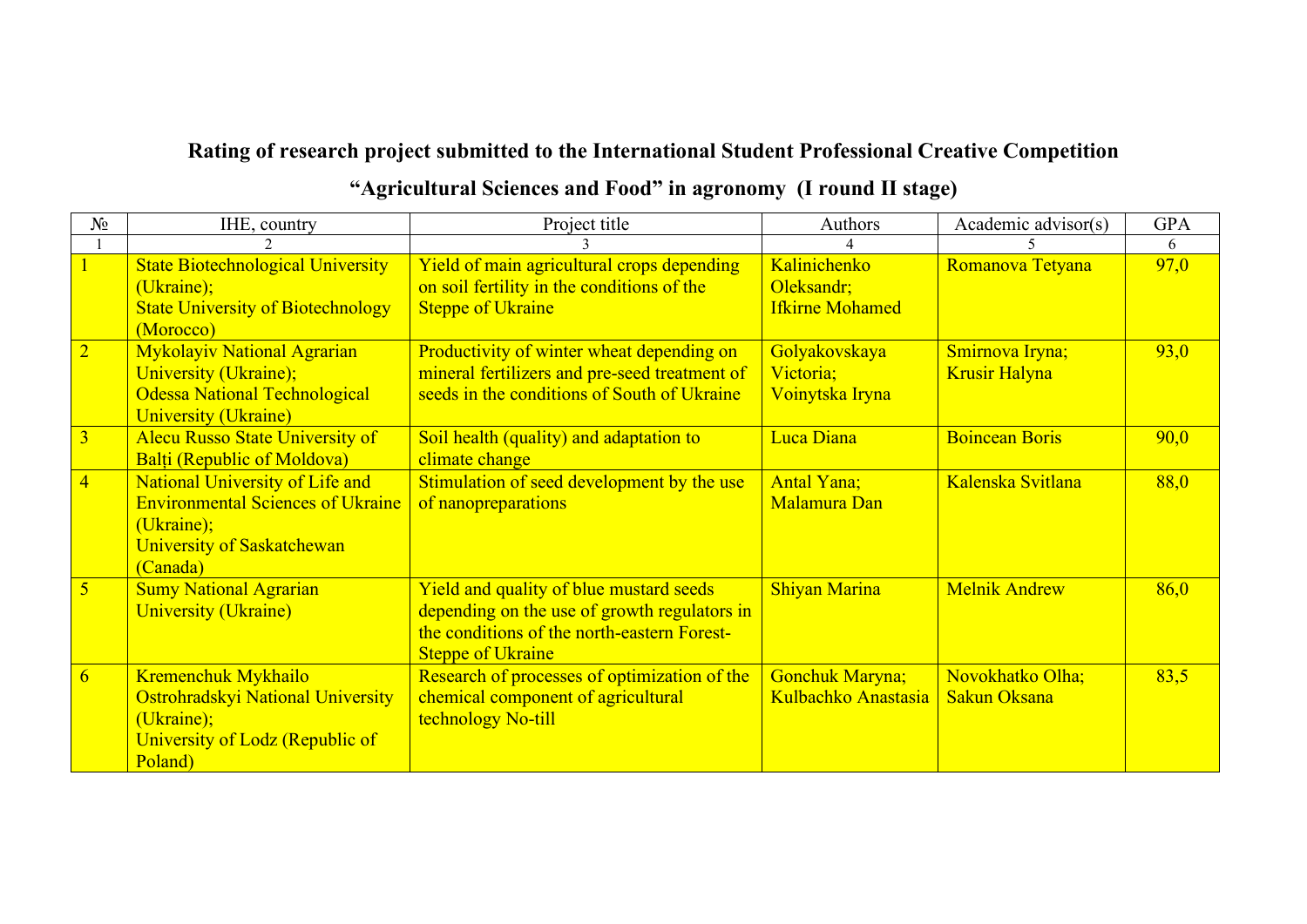## Rating of research project submitted to the International Student Professional Creative Competition

## "Agricultural Sciences and Food" in agronomy (I round II stage)

| № | IHE, country | Project title | Authors | Academic advisor(s) | GPA |
|---|---|---|---|---|---|
| 1 | 2 | 3 | 4 | 5 | 6 |
| 1 | State Biotechnological University (Ukraine); State University of Biotechnology (Morocco) | Yield of main agricultural crops depending on soil fertility in the conditions of the Steppe of Ukraine | Kalinichenko Oleksandr; Ifkirne Mohamed | Romanova Tetyana | 97,0 |
| 2 | Mykolayiv National Agrarian University (Ukraine); Odessa National Technological University (Ukraine) | Productivity of winter wheat depending on mineral fertilizers and pre-seed treatment of seeds in the conditions of South of Ukraine | Golyakovskaya Victoria; Voinytska Iryna | Smirnova Iryna; Krusir Halyna | 93,0 |
| 3 | Alecu Russo State University of Bălți (Republic of Moldova) | Soil health (quality) and adaptation to climate change | Luca Diana | Boincean Boris | 90,0 |
| 4 | National University of Life and Environmental Sciences of Ukraine (Ukraine); University of Saskatchewan (Canada) | Stimulation of seed development by the use of nanopreparations | Antal Yana; Malamura Dan | Kalenska Svitlana | 88,0 |
| 5 | Sumy National Agrarian University (Ukraine) | Yield and quality of blue mustard seeds depending on the use of growth regulators in the conditions of the north-eastern Forest-Steppe of Ukraine | Shiyan Marina | Melnik Andrew | 86,0 |
| 6 | Kremenchuk Mykhailo Ostrohradskyi National University (Ukraine); University of Lodz (Republic of Poland) | Research of processes of optimization of the chemical component of agricultural technology No-till | Gonchuk Maryna; Kulbachko Anastasia | Novokhatko Olha; Sakun Oksana | 83,5 |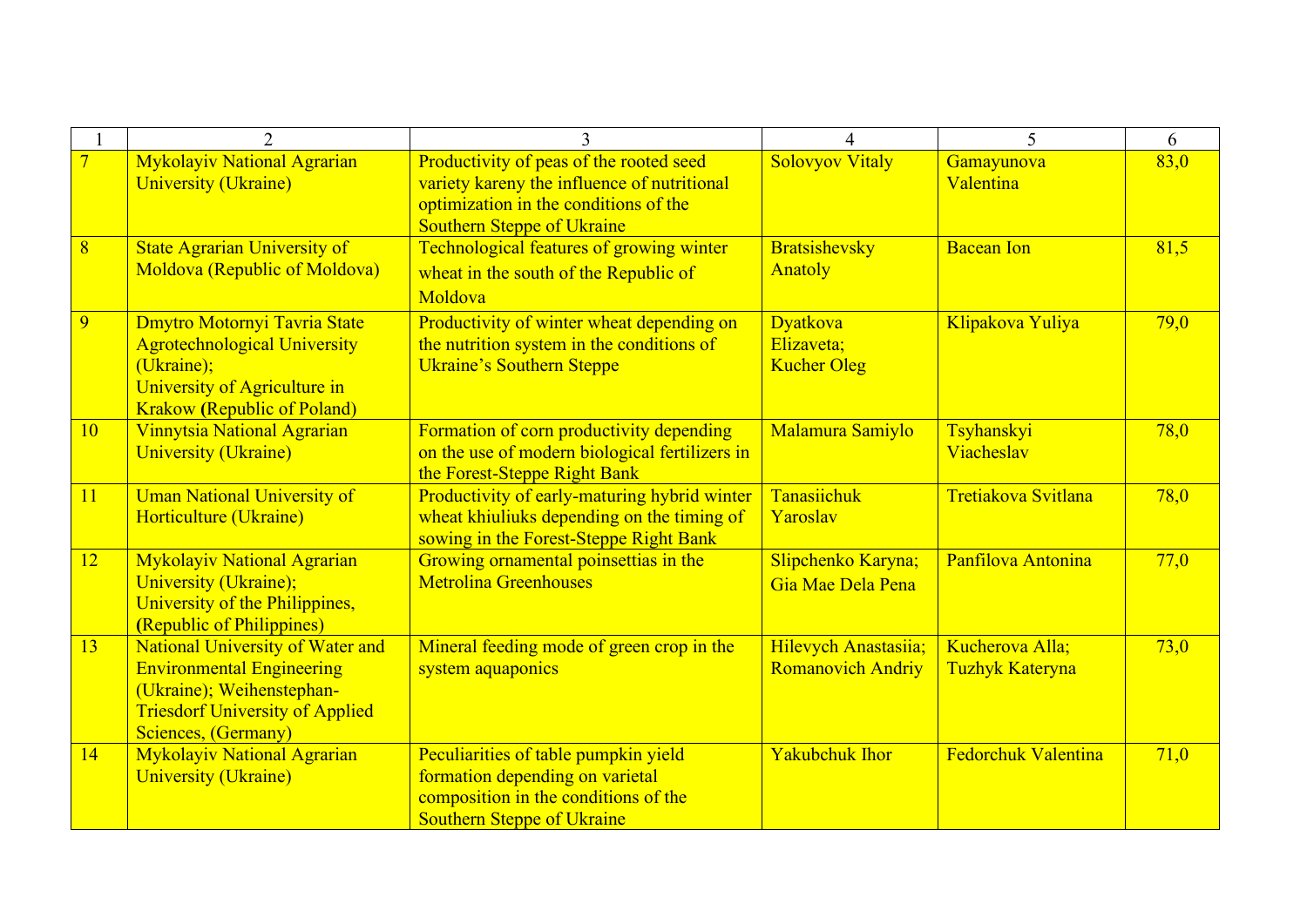| 1 | 2 | 3 | 4 | 5 | 6 |
|---|---|---|---|---|---|
| 7 | Mykolayiv National Agrarian University (Ukraine) | Productivity of peas of the rooted seed variety kareny the influence of nutritional optimization in the conditions of the Southern Steppe of Ukraine | Solovyov Vitaly | Gamayunova Valentina | 83,0 |
| 8 | State Agrarian University of Moldova (Republic of Moldova) | Technological features of growing winter wheat in the south of the Republic of Moldova | Bratsishevsky Anatoly | Bacean Ion | 81,5 |
| 9 | Dmytro Motornyi Tavria State Agrotechnological University (Ukraine); University of Agriculture in Krakow (Republic of Poland) | Productivity of winter wheat depending on the nutrition system in the conditions of Ukraine's Southern Steppe | Dyatkova Elizaveta; Kucher Oleg | Klipakova Yuliya | 79,0 |
| 10 | Vinnytsia National Agrarian University (Ukraine) | Formation of corn productivity depending on the use of modern biological fertilizers in the Forest-Steppe Right Bank | Malamura Samiylo | Tsyhanskyi Viacheslav | 78,0 |
| 11 | Uman National University of Horticulture (Ukraine) | Productivity of early-maturing hybrid winter wheat khiuliuks depending on the timing of sowing in the Forest-Steppe Right Bank | Tanasiichuk Yaroslav | Tretiakova Svitlana | 78,0 |
| 12 | Mykolayiv National Agrarian University (Ukraine); University of the Philippines, (Republic of Philippines) | Growing ornamental poinsettias in the Metrolina Greenhouses | Slipchenko Karyna; Gia Mae Dela Pena | Panfilova Antonina | 77,0 |
| 13 | National University of Water and Environmental Engineering (Ukraine); Weihenstephan-Triesdorf University of Applied Sciences, (Germany) | Mineral feeding mode of green crop in the system aquaponics | Hilevych Anastasiia; Romanovich Andriy | Kucherova Alla; Tuzhyk Kateryna | 73,0 |
| 14 | Mykolayiv National Agrarian University (Ukraine) | Peculiarities of table pumpkin yield formation depending on varietal composition in the conditions of the Southern Steppe of Ukraine | Yakubchuk Ihor | Fedorchuk Valentina | 71,0 |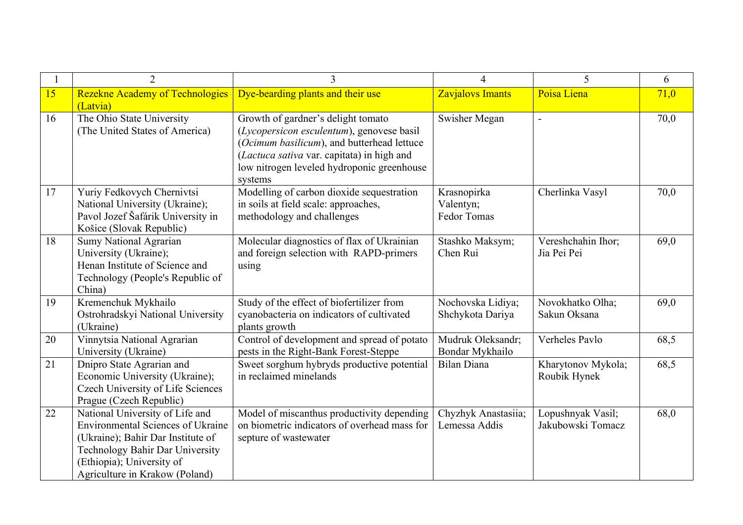| 1 | 2 | 3 | 4 | 5 | 6 |
|---|---|---|---|---|---|
| 15 | Rezekne Academy of Technologies (Latvia) | Dye-bearding plants and their use | Zavjalovs Imants | Poisa Liena | 71,0 |
| 16 | The Ohio State University (The United States of America) | Growth of gardner's delight tomato (*Lycopersicon esculentum*), genovese basil (*Ocimum basilicum*), and butterhead lettuce (*Lactuca sativa* var. capitata) in high and low nitrogen leveled hydroponic greenhouse systems | Swisher Megan | - | 70,0 |
| 17 | Yuriy Fedkovych Chernivtsi National University (Ukraine); Pavol Jozef Šafárik University in Košice (Slovak Republic) | Modelling of carbon dioxide sequestration in soils at field scale: approaches, methodology and challenges | Krasnopirka Valentyn; Fedor Tomas | Cherlinka Vasyl | 70,0 |
| 18 | Sumy National Agrarian University (Ukraine); Henan Institute of Science and Technology (People's Republic of China) | Molecular diagnostics of flax of Ukrainian and foreign selection with RAPD-primers using | Stashko Maksym; Chen Rui | Vereshchahin Ihor; Jia Pei Pei | 69,0 |
| 19 | Kremenchuk Mykhailo Ostrohradskyi National University (Ukraine) | Study of the effect of biofertilizer from cyanobacteria on indicators of cultivated plants growth | Nochovska Lidiya; Shchykota Dariya | Novokhatko Olha; Sakun Oksana | 69,0 |
| 20 | Vinnytsia National Agrarian University (Ukraine) | Control of development and spread of potato pests in the Right-Bank Forest-Steppe | Mudruk Oleksandr; Bondar Mykhailo | Verheles Pavlo | 68,5 |
| 21 | Dnipro State Agrarian and Economic University (Ukraine); Czech University of Life Sciences Prague (Czech Republic) | Sweet sorghum hybryds productive potential in reclaimed minelands | Bilan Diana | Kharytonov Mykola; Roubik Hynek | 68,5 |
| 22 | National University of Life and Environmental Sciences of Ukraine (Ukraine); Bahir Dar Institute of Technology Bahir Dar University (Ethiopia); University of Agriculture in Krakow (Poland) | Model of miscanthus productivity depending on biometric indicators of overhead mass for septure of wastewater | Chyzhyk Anastasiia; Lemessa Addis | Lopushnyak Vasil; Jakubowski Tomacz | 68,0 |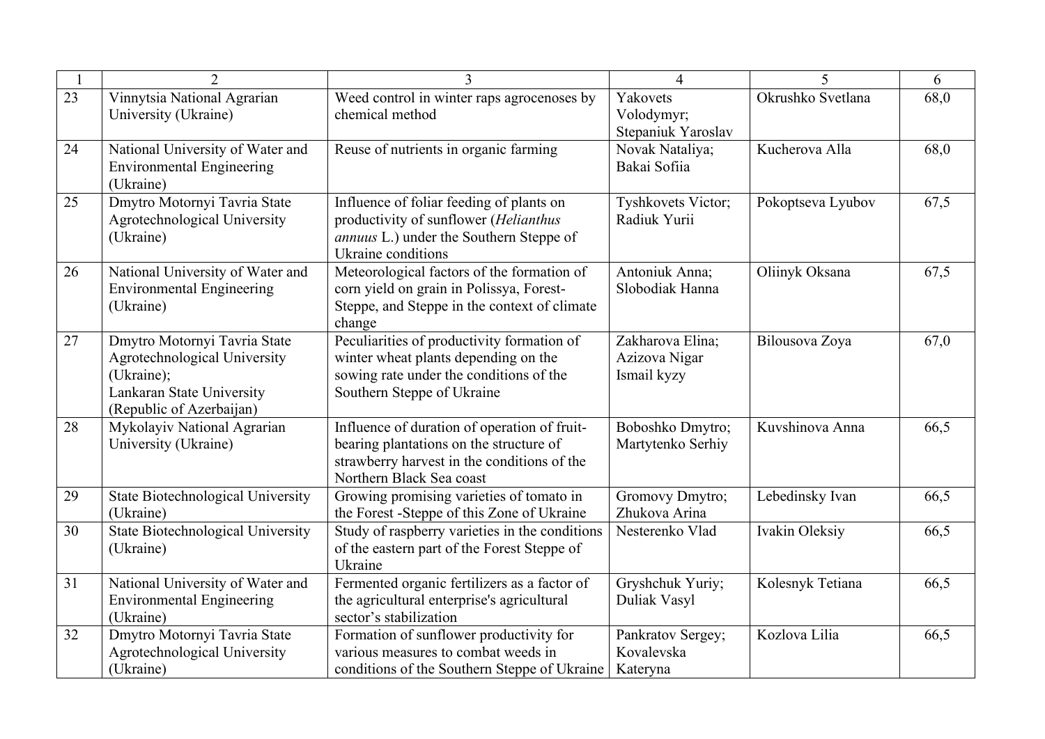| 1 | 2 | 3 | 4 | 5 | 6 |
|---|---|---|---|---|---|
| 23 | Vinnytsia National Agrarian University (Ukraine) | Weed control in winter raps agrocenoses by chemical method | Yakovets Volodymyr; Stepaniuk Yaroslav | Okrushko Svetlana | 68,0 |
| 24 | National University of Water and Environmental Engineering (Ukraine) | Reuse of nutrients in organic farming | Novak Nataliya; Bakai Sofiia | Kucherova Alla | 68,0 |
| 25 | Dmytro Motornyi Tavria State Agrotechnological University (Ukraine) | Influence of foliar feeding of plants on productivity of sunflower (*Helianthus annuus* L.) under the Southern Steppe of Ukraine conditions | Tyshkovets Victor; Radiuk Yurii | Pokoptseva Lyubov | 67,5 |
| 26 | National University of Water and Environmental Engineering (Ukraine) | Meteorological factors of the formation of corn yield on grain in Polissya, Forest-Steppe, and Steppe in the context of climate change | Antoniuk Anna; Slobodiak Hanna | Oliinyk Oksana | 67,5 |
| 27 | Dmytro Motornyi Tavria State Agrotechnological University (Ukraine); Lankaran State University (Republic of Azerbaijan) | Peculiarities of productivity formation of winter wheat plants depending on the sowing rate under the conditions of the Southern Steppe of Ukraine | Zakharova Elina; Azizova Nigar Ismail kyzy | Bilousova Zoya | 67,0 |
| 28 | Mykolayiv National Agrarian University (Ukraine) | Influence of duration of operation of fruit-bearing plantations on the structure of strawberry harvest in the conditions of the Northern Black Sea coast | Boboshko Dmytro; Martytenko Serhiy | Kuvshinova Anna | 66,5 |
| 29 | State Biotechnological University (Ukraine) | Growing promising varieties of tomato in the Forest -Steppe of this Zone of Ukraine | Gromovy Dmytro; Zhukova Arina | Lebedinsky Ivan | 66,5 |
| 30 | State Biotechnological University (Ukraine) | Study of raspberry varieties in the conditions of the eastern part of the Forest Steppe of Ukraine | Nesterenko Vlad | Ivakin Oleksiy | 66,5 |
| 31 | National University of Water and Environmental Engineering (Ukraine) | Fermented organic fertilizers as a factor of the agricultural enterprise's agricultural sector's stabilization | Gryshchuk Yuriy; Duliak Vasyl | Kolesnyk Tetiana | 66,5 |
| 32 | Dmytro Motornyi Tavria State Agrotechnological University (Ukraine) | Formation of sunflower productivity for various measures to combat weeds in conditions of the Southern Steppe of Ukraine | Pankratov Sergey; Kovalevska Kateryna | Kozlova Lilia | 66,5 |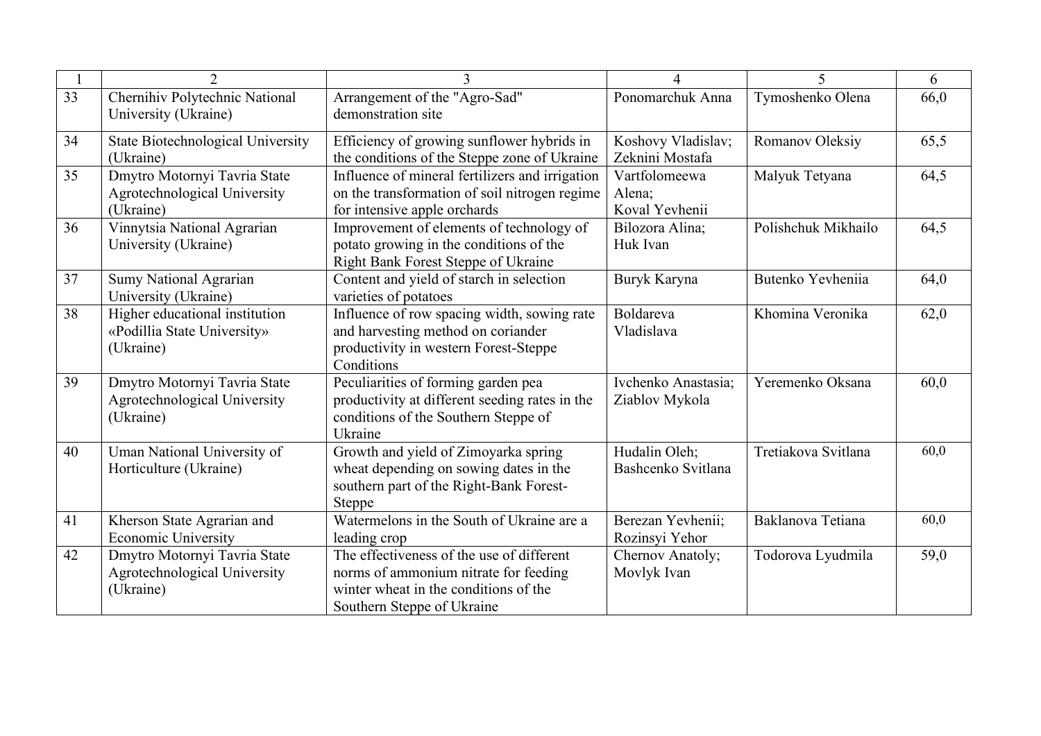| 1 | 2 | 3 | 4 | 5 | 6 |
|---|---|---|---|---|---|
| 33 | Chernihiv Polytechnic National University (Ukraine) | Arrangement of the "Agro-Sad" demonstration site | Ponomarchuk Anna | Tymoshenko Olena | 66,0 |
| 34 | State Biotechnological University (Ukraine) | Efficiency of growing sunflower hybrids in the conditions of the Steppe zone of Ukraine | Koshovy Vladislav; Zeknini Mostafa | Romanov Oleksiy | 65,5 |
| 35 | Dmytro Motornyi Tavria State Agrotechnological University (Ukraine) | Influence of mineral fertilizers and irrigation on the transformation of soil nitrogen regime for intensive apple orchards | Vartfolomeewa Alena; Koval Yevhenii | Malyuk Tetyana | 64,5 |
| 36 | Vinnytsia National Agrarian University (Ukraine) | Improvement of elements of technology of potato growing in the conditions of the Right Bank Forest Steppe of Ukraine | Bilozora Alina; Huk Ivan | Polishchuk Mikhailo | 64,5 |
| 37 | Sumy National Agrarian University (Ukraine) | Content and yield of starch in selection varieties of potatoes | Buryk Karyna | Butenko Yevheniia | 64,0 |
| 38 | Higher educational institution «Podillia State University» (Ukraine) | Influence of row spacing width, sowing rate and harvesting method on coriander productivity in western Forest-Steppe Conditions | Boldareva Vladislava | Khomina Veronika | 62,0 |
| 39 | Dmytro Motornyi Tavria State Agrotechnological University (Ukraine) | Peculiarities of forming garden pea productivity at different seeding rates in the conditions of the Southern Steppe of Ukraine | Ivchenko Anastasia; Ziablov Mykola | Yeremenko Oksana | 60,0 |
| 40 | Uman National University of Horticulture (Ukraine) | Growth and yield of Zimoyarka spring wheat depending on sowing dates in the southern part of the Right-Bank Forest-Steppe | Hudalin Oleh; Bashcenko Svitlana | Tretiakova Svitlana | 60,0 |
| 41 | Kherson State Agrarian and Economic University | Watermelons in the South of Ukraine are a leading crop | Berezan Yevhenii; Rozinsyi Yehor | Baklanova Tetiana | 60,0 |
| 42 | Dmytro Motornyi Tavria State Agrotechnological University (Ukraine) | The effectiveness of the use of different norms of ammonium nitrate for feeding winter wheat in the conditions of the Southern Steppe of Ukraine | Chernov Anatoly; Movlyk Ivan | Todorova Lyudmila | 59,0 |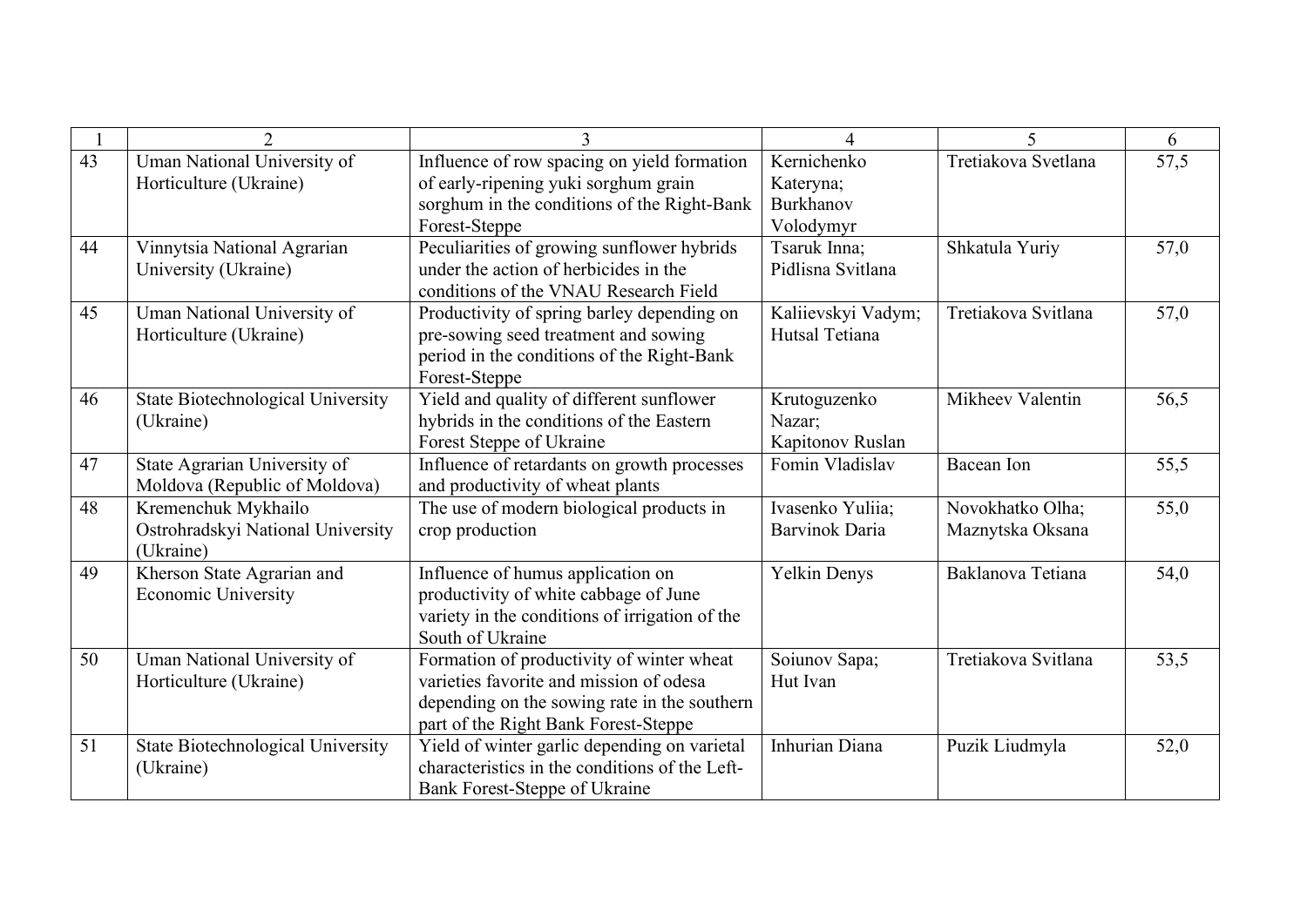| 1 | 2 | 3 | 4 | 5 | 6 |
|---|---|---|---|---|---|
| 43 | Uman National University of Horticulture (Ukraine) | Influence of row spacing on yield formation of early-ripening yuki sorghum grain sorghum in the conditions of the Right-Bank Forest-Steppe | Kernichenko Kateryna; Burkhanov Volodymyr | Tretiakova Svetlana | 57,5 |
| 44 | Vinnytsia National Agrarian University (Ukraine) | Peculiarities of growing sunflower hybrids under the action of herbicides in the conditions of the VNAU Research Field | Tsaruk Inna; Pidlisna Svitlana | Shkatula Yuriy | 57,0 |
| 45 | Uman National University of Horticulture (Ukraine) | Productivity of spring barley depending on pre-sowing seed treatment and sowing period in the conditions of the Right-Bank Forest-Steppe | Kaliievskyi Vadym; Hutsal Tetiana | Tretiakova Svitlana | 57,0 |
| 46 | State Biotechnological University (Ukraine) | Yield and quality of different sunflower hybrids in the conditions of the Eastern Forest Steppe of Ukraine | Krutoguzenko Nazar; Kapitonov Ruslan | Mikheev Valentin | 56,5 |
| 47 | State Agrarian University of Moldova (Republic of Moldova) | Influence of retardants on growth processes and productivity of wheat plants | Fomin Vladislav | Bacean Ion | 55,5 |
| 48 | Kremenchuk Mykhailo Ostrohradskyi National University (Ukraine) | The use of modern biological products in crop production | Ivasenko Yuliia; Barvinok Daria | Novokhatko Olha; Maznytska Oksana | 55,0 |
| 49 | Kherson State Agrarian and Economic University | Influence of humus application on productivity of white cabbage of June variety in the conditions of irrigation of the South of Ukraine | Yelkin Denys | Baklanova Tetiana | 54,0 |
| 50 | Uman National University of Horticulture (Ukraine) | Formation of productivity of winter wheat varieties favorite and mission of odesa depending on the sowing rate in the southern part of the Right Bank Forest-Steppe | Soiunov Sapa; Hut Ivan | Tretiakova Svitlana | 53,5 |
| 51 | State Biotechnological University (Ukraine) | Yield of winter garlic depending on varietal characteristics in the conditions of the Left-Bank Forest-Steppe of Ukraine | Inhurian Diana | Puzik Liudmyla | 52,0 |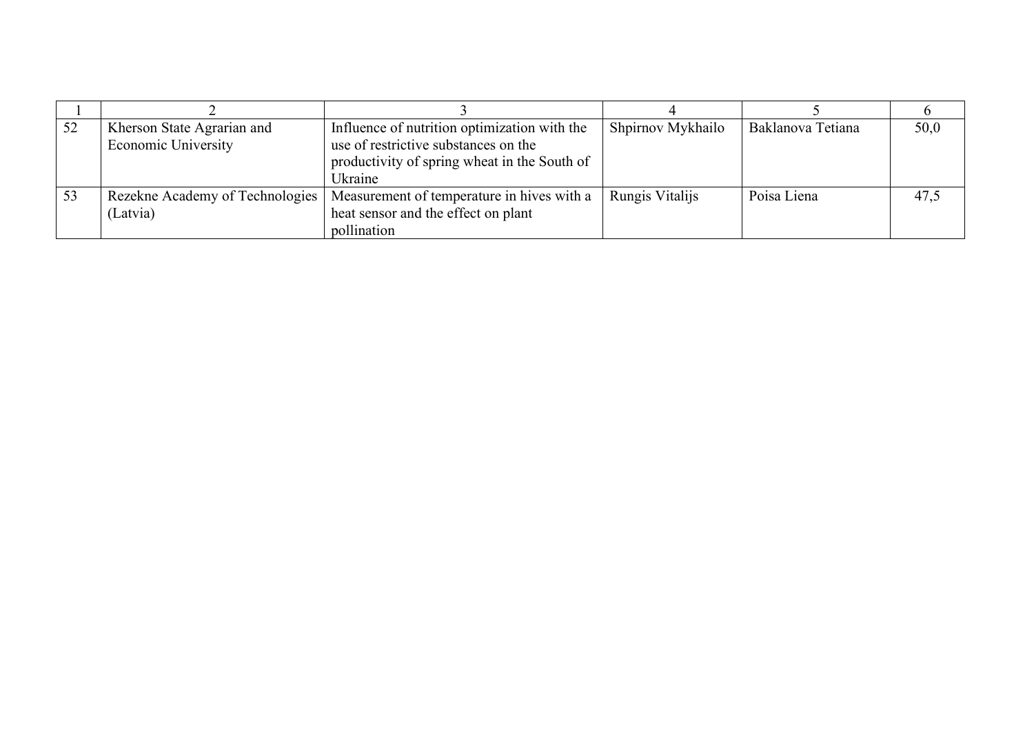| 1 | 2 | 3 | 4 | 5 | 6 |
|---|---|---|---|---|---|
| 52 | Kherson State Agrarian and Economic University | Influence of nutrition optimization with the use of restrictive substances on the productivity of spring wheat in the South of Ukraine | Shpirnov Mykhailo | Baklanova Tetiana | 50,0 |
| 53 | Rezekne Academy of Technologies (Latvia) | Measurement of temperature in hives with a heat sensor and the effect on plant pollination | Rungis Vitalijs | Poisa Liena | 47,5 |